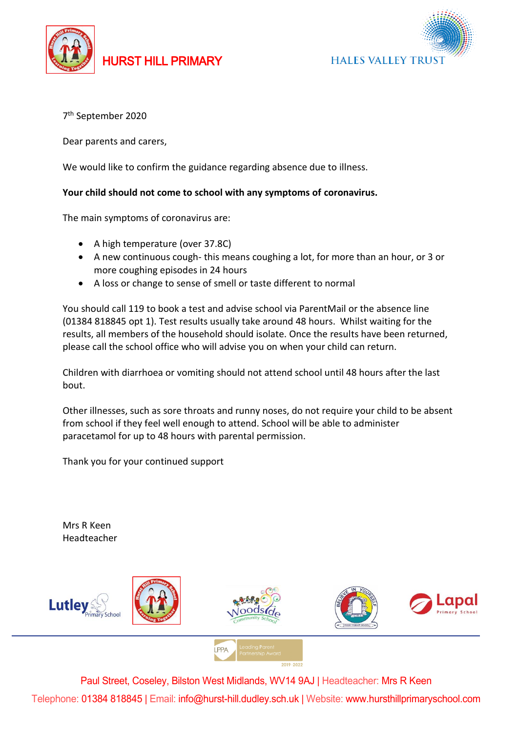HURST HILL PRIMARY

HALES VALLEY TRUST

7th September 2020

Dear parents and carers,

We would like to confirm the guidance regarding absence due to illness.

**Your child should not come to school with any symptoms of coronavirus.**

The main symptoms of coronavirus are:

- A high temperature (over 37.8C)
- A new continuous cough- this means coughing a lot, for more than an hour, or 3 or more coughing episodes in 24 hours
- A loss or change to sense of smell or taste different to normal

You should call 119 to book a test and advise school via ParentMail or the absence line (01384 818845 opt 1). Test results usually take around 48 hours. Whilst waiting for the results, all members of the household should isolate. Once the results have been returned, please call the school office who will advise you on when your child can return.

Children with diarrhoea or vomiting should not attend school until 48 hours after the last bout.

Other illnesses, such as sore throats and runny noses, do not require your child to be absent from school if they feel well enough to attend. School will be able to administer paracetamol for up to 48 hours with parental permission.

Thank you for your continued support

Mrs R Keen
Headteacher

Paul Street, Coseley, Bilston West Midlands, WV14 9AJ | Headteacher: Mrs R Keen

Telephone: 01384 818845 | Email: info@hurst-hill.dudley.sch.uk | Website: www.hursthillprimaryschool.com